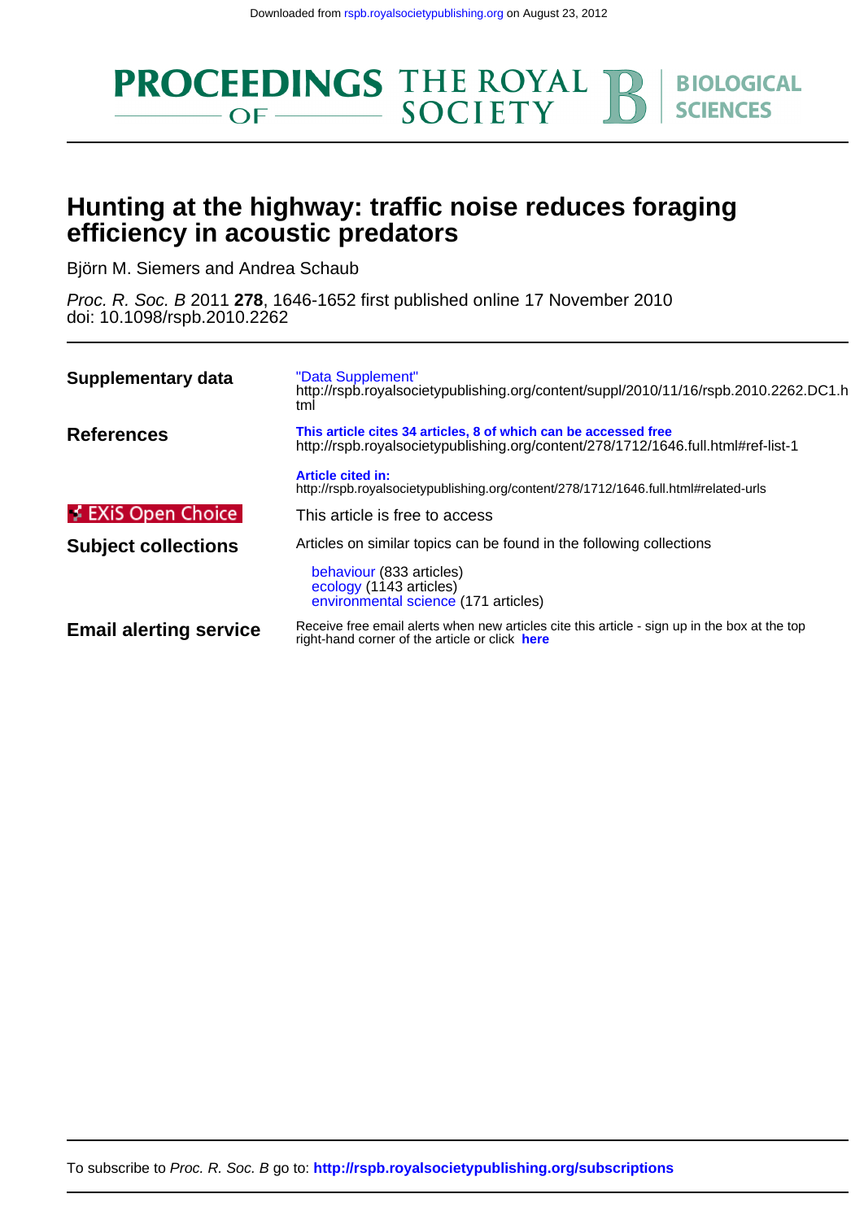Downloaded from rspb.royalsocietypublishing.org on August 23, 2012

PROCEEDINGS OF THE ROYAL SOCIETY B BIOLOGICAL SCIENCES

# Hunting at the highway: traffic noise reduces foraging efficiency in acoustic predators

Björn M. Siemers and Andrea Schaub

*Proc. R. Soc. B* 2011 **278**, 1646-1652 first published online 17 November 2010
doi: 10.1098/rspb.2010.2262

| | |
|---|---|
| **Supplementary data** | "Data Supplement" http://rspb.royalsocietypublishing.org/content/suppl/2010/11/16/rspb.2010.2262.DC1.html |
| **References** | **This article cites 34 articles, 8 of which can be accessed free** http://rspb.royalsocietypublishing.org/content/278/1712/1646.full.html#ref-list-1 |
| | **Article cited in:** http://rspb.royalsocietypublishing.org/content/278/1712/1646.full.html#related-urls |
| EXiS Open Choice | This article is free to access |
| **Subject collections** | Articles on similar topics can be found in the following collections<br>behaviour (833 articles)<br>ecology (1143 articles)<br>environmental science (171 articles) |
| **Email alerting service** | Receive free email alerts when new articles cite this article - sign up in the box at the top right-hand corner of the article or click **here** |

To subscribe to *Proc. R. Soc. B* go to: **http://rspb.royalsocietypublishing.org/subscriptions**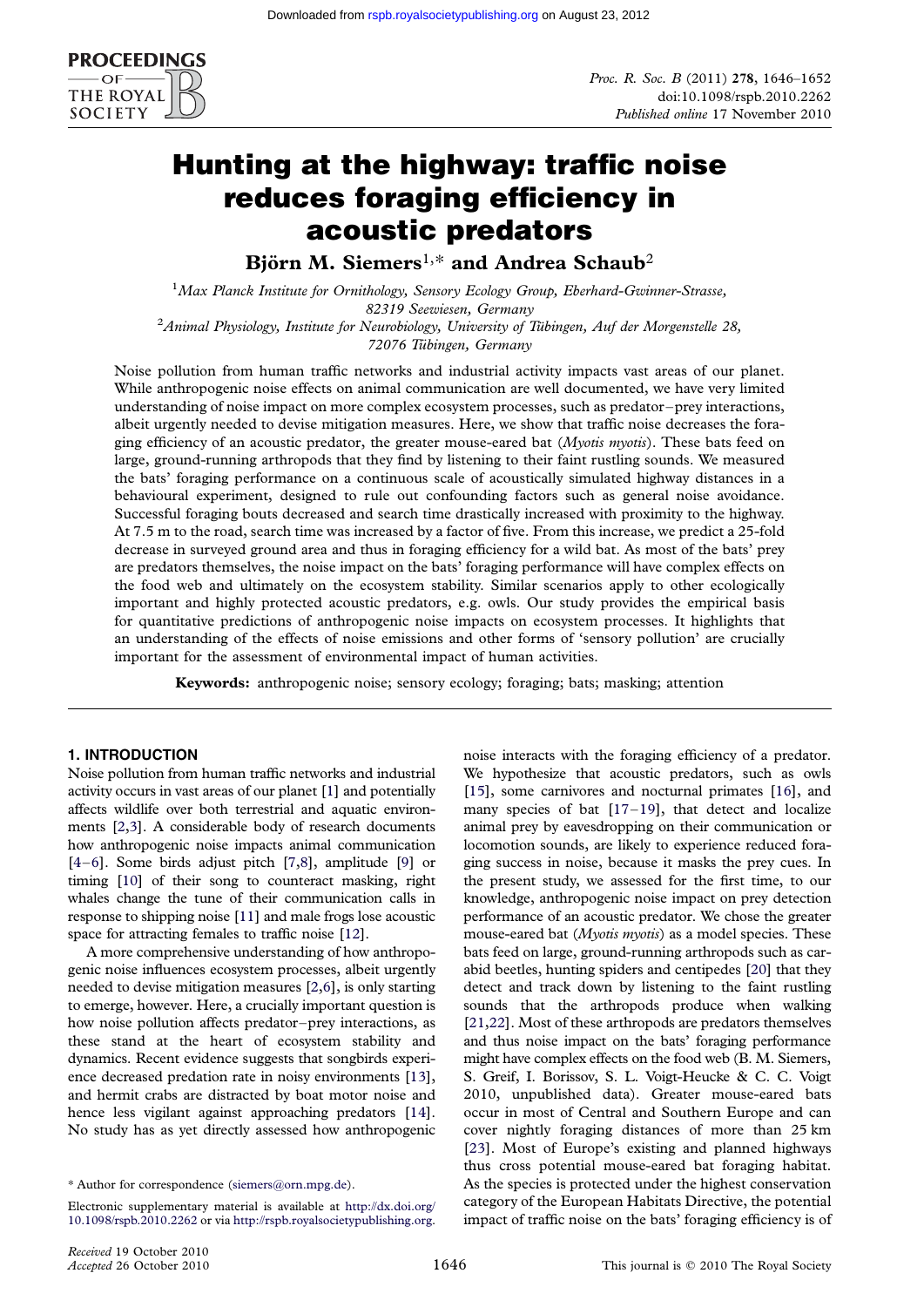# Hunting at the highway: traffic noise reduces foraging efficiency in acoustic predators

**Björn M. Siemers[1,*] and Andrea Schaub[2]**

[1] *Max Planck Institute for Ornithology, Sensory Ecology Group, Eberhard-Gwinner-Strasse, 82319 Seewiesen, Germany*

[2] *Animal Physiology, Institute for Neurobiology, University of Tübingen, Auf der Morgenstelle 28, 72076 Tübingen, Germany*

Noise pollution from human traffic networks and industrial activity impacts vast areas of our planet. While anthropogenic noise effects on animal communication are well documented, we have very limited understanding of noise impact on more complex ecosystem processes, such as predator–prey interactions, albeit urgently needed to devise mitigation measures. Here, we show that traffic noise decreases the foraging efficiency of an acoustic predator, the greater mouse-eared bat (*Myotis myotis*). These bats feed on large, ground-running arthropods that they find by listening to their faint rustling sounds. We measured the bats' foraging performance on a continuous scale of acoustically simulated highway distances in a behavioural experiment, designed to rule out confounding factors such as general noise avoidance. Successful foraging bouts decreased and search time drastically increased with proximity to the highway. At 7.5 m to the road, search time was increased by a factor of five. From this increase, we predict a 25-fold decrease in surveyed ground area and thus in foraging efficiency for a wild bat. As most of the bats' prey are predators themselves, the noise impact on the bats' foraging performance will have complex effects on the food web and ultimately on the ecosystem stability. Similar scenarios apply to other ecologically important and highly protected acoustic predators, e.g. owls. Our study provides the empirical basis for quantitative predictions of anthropogenic noise impacts on ecosystem processes. It highlights that an understanding of the effects of noise emissions and other forms of 'sensory pollution' are crucially important for the assessment of environmental impact of human activities.

**Keywords:** anthropogenic noise; sensory ecology; foraging; bats; masking; attention

## 1. INTRODUCTION

Noise pollution from human traffic networks and industrial activity occurs in vast areas of our planet [1] and potentially affects wildlife over both terrestrial and aquatic environments [2,3]. A considerable body of research documents how anthropogenic noise impacts animal communication [4–6]. Some birds adjust pitch [7,8], amplitude [9] or timing [10] of their song to counteract masking, right whales change the tune of their communication calls in response to shipping noise [11] and male frogs lose acoustic space for attracting females to traffic noise [12].

A more comprehensive understanding of how anthropogenic noise influences ecosystem processes, albeit urgently needed to devise mitigation measures [2,6], is only starting to emerge, however. Here, a crucially important question is how noise pollution affects predator–prey interactions, as these stand at the heart of ecosystem stability and dynamics. Recent evidence suggests that songbirds experience decreased predation rate in noisy environments [13], and hermit crabs are distracted by boat motor noise and hence less vigilant against approaching predators [14]. No study has as yet directly assessed how anthropogenic noise interacts with the foraging efficiency of a predator. We hypothesize that acoustic predators, such as owls [15], some carnivores and nocturnal primates [16], and many species of bat [17–19], that detect and localize animal prey by eavesdropping on their communication or locomotion sounds, are likely to experience reduced foraging success in noise, because it masks the prey cues. In the present study, we assessed for the first time, to our knowledge, anthropogenic noise impact on prey detection performance of an acoustic predator. We chose the greater mouse-eared bat (*Myotis myotis*) as a model species. These bats feed on large, ground-running arthropods such as carabid beetles, hunting spiders and centipedes [20] that they detect and track down by listening to the faint rustling sounds that the arthropods produce when walking [21,22]. Most of these arthropods are predators themselves and thus noise impact on the bats' foraging performance might have complex effects on the food web (B. M. Siemers, S. Greif, I. Borissov, S. L. Voigt-Heucke & C. C. Voigt 2010, unpublished data). Greater mouse-eared bats occur in most of Central and Southern Europe and can cover nightly foraging distances of more than 25 km [23]. Most of Europe's existing and planned highways thus cross potential mouse-eared bat foraging habitat. As the species is protected under the highest conservation category of the European Habitats Directive, the potential impact of traffic noise on the bats' foraging efficiency is of

\* Author for correspondence (siemers@orn.mpg.de).

Electronic supplementary material is available at http://dx.doi.org/10.1098/rspb.2010.2262 or via http://rspb.royalsocietypublishing.org.

*Received* 19 October 2010
*Accepted* 26 October 2010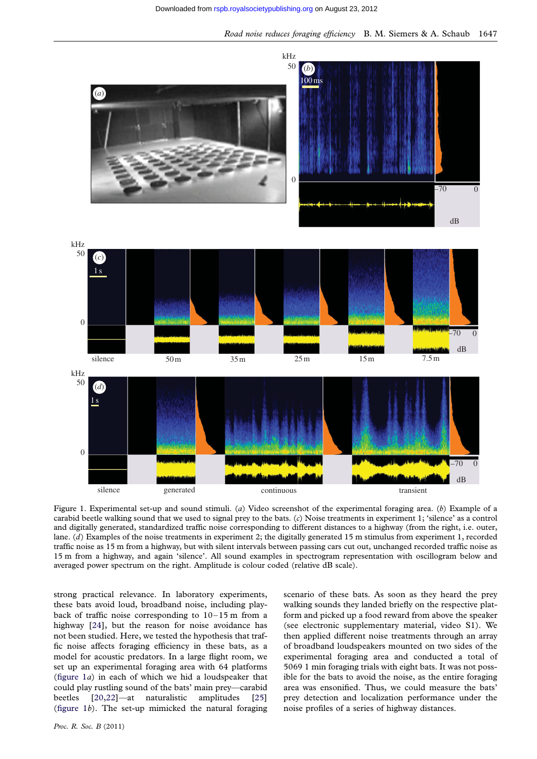Figure 1. Experimental set-up and sound stimuli. (*a*) Video screenshot of the experimental foraging area. (*b*) Example of a carabid beetle walking sound that we used to signal prey to the bats. (*c*) Noise treatments in experiment 1; 'silence' as a control and digitally generated, standardized traffic noise corresponding to different distances to a highway (from the right, i.e. outer, lane. (*d*) Examples of the noise treatments in experiment 2; the digitally generated 15 m stimulus from experiment 1, recorded traffic noise as 15 m from a highway, but with silent intervals between passing cars cut out, unchanged recorded traffic noise as 15 m from a highway, and again 'silence'. All sound examples in spectrogram representation with oscillogram below and averaged power spectrum on the right. Amplitude is colour coded (relative dB scale).

strong practical relevance. In laboratory experiments, these bats avoid loud, broadband noise, including playback of traffic noise corresponding to 10–15 m from a highway [24], but the reason for noise avoidance has not been studied. Here, we tested the hypothesis that traffic noise affects foraging efficiency in these bats, as a model for acoustic predators. In a large flight room, we set up an experimental foraging area with 64 platforms (figure 1*a*) in each of which we hid a loudspeaker that could play rustling sound of the bats' main prey—carabid beetles [20,22]—at naturalistic amplitudes [25] (figure 1*b*). The set-up mimicked the natural foraging scenario of these bats. As soon as they heard the prey walking sounds they landed briefly on the respective platform and picked up a food reward from above the speaker (see electronic supplementary material, video S1). We then applied different noise treatments through an array of broadband loudspeakers mounted on two sides of the experimental foraging area and conducted a total of 5069 1 min foraging trials with eight bats. It was not possible for the bats to avoid the noise, as the entire foraging area was ensonified. Thus, we could measure the bats' prey detection and localization performance under the noise profiles of a series of highway distances.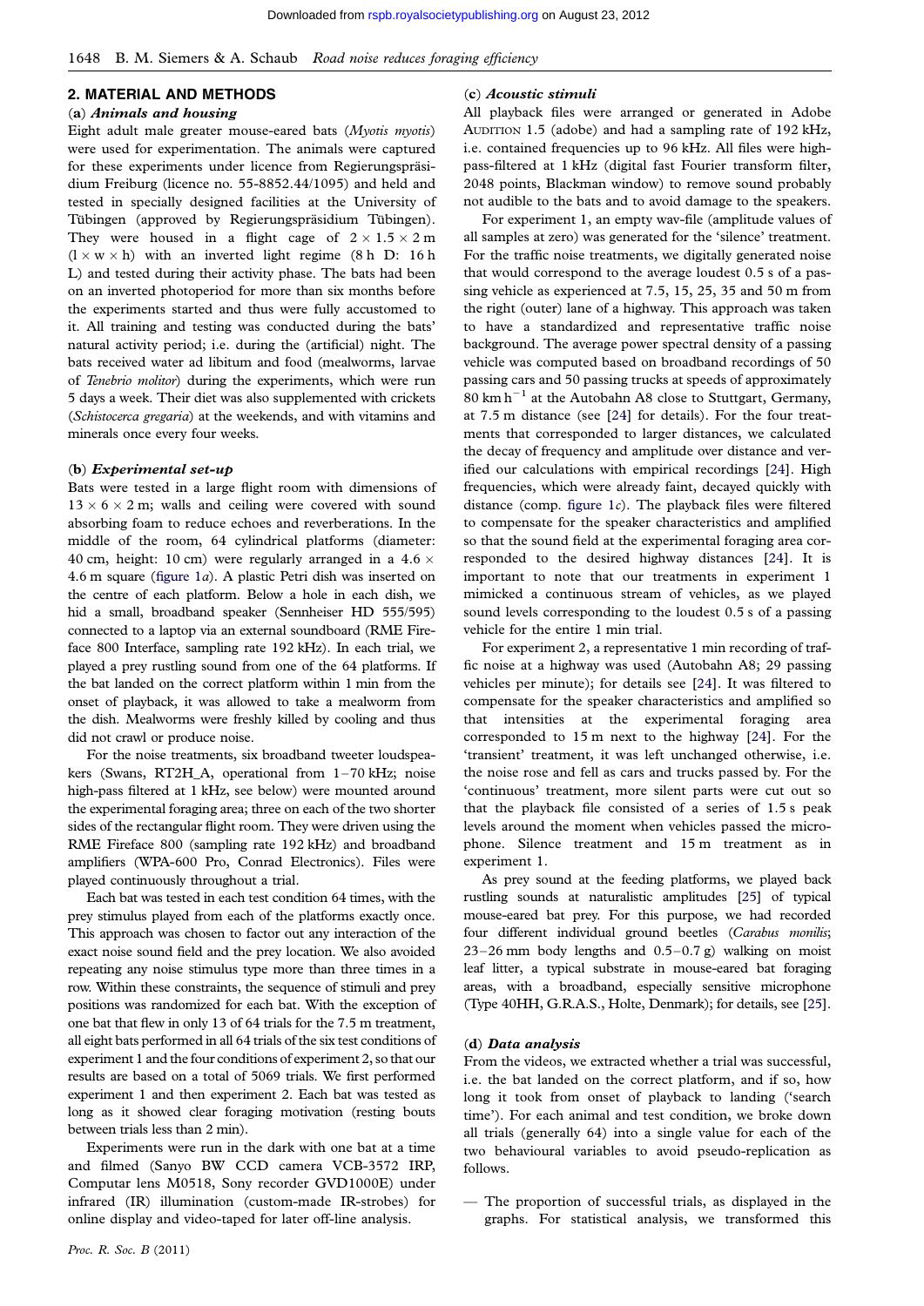## 2. MATERIAL AND METHODS

### (a) *Animals and housing*

Eight adult male greater mouse-eared bats (*Myotis myotis*) were used for experimentation. The animals were captured for these experiments under licence from Regierungspräsidium Freiburg (licence no. 55-8852.44/1095) and held and tested in specially designed facilities at the University of Tübingen (approved by Regierungspräsidium Tübingen). They were housed in a flight cage of $2 \times 1.5 \times 2$ m ($l \times w \times h$) with an inverted light regime (8 h D: 16 h L) and tested during their activity phase. The bats had been on an inverted photoperiod for more than six months before the experiments started and thus were fully accustomed to it. All training and testing was conducted during the bats' natural activity period; i.e. during the (artificial) night. The bats received water ad libitum and food (mealworms, larvae of *Tenebrio molitor*) during the experiments, which were run 5 days a week. Their diet was also supplemented with crickets (*Schistocerca gregaria*) at the weekends, and with vitamins and minerals once every four weeks.

### (b) *Experimental set-up*

Bats were tested in a large flight room with dimensions of $13 \times 6 \times 2$ m; walls and ceiling were covered with sound absorbing foam to reduce echoes and reverberations. In the middle of the room, 64 cylindrical platforms (diameter: 40 cm, height: 10 cm) were regularly arranged in a $4.6 \times 4.6$ m square (figure 1*a*). A plastic Petri dish was inserted on the centre of each platform. Below a hole in each dish, we hid a small, broadband speaker (Sennheiser HD 555/595) connected to a laptop via an external soundboard (RME Fireface 800 Interface, sampling rate 192 kHz). In each trial, we played a prey rustling sound from one of the 64 platforms. If the bat landed on the correct platform within 1 min from the onset of playback, it was allowed to take a mealworm from the dish. Mealworms were freshly killed by cooling and thus did not crawl or produce noise.

For the noise treatments, six broadband tweeter loudspeakers (Swans, RT2H_A, operational from 1–70 kHz; noise high-pass filtered at 1 kHz, see below) were mounted around the experimental foraging area; three on each of the two shorter sides of the rectangular flight room. They were driven using the RME Fireface 800 (sampling rate 192 kHz) and broadband amplifiers (WPA-600 Pro, Conrad Electronics). Files were played continuously throughout a trial.

Each bat was tested in each test condition 64 times, with the prey stimulus played from each of the platforms exactly once. This approach was chosen to factor out any interaction of the exact noise sound field and the prey location. We also avoided repeating any noise stimulus type more than three times in a row. Within these constraints, the sequence of stimuli and prey positions was randomized for each bat. With the exception of one bat that flew in only 13 of 64 trials for the 7.5 m treatment, all eight bats performed in all 64 trials of the six test conditions of experiment 1 and the four conditions of experiment 2, so that our results are based on a total of 5069 trials. We first performed experiment 1 and then experiment 2. Each bat was tested as long as it showed clear foraging motivation (resting bouts between trials less than 2 min).

Experiments were run in the dark with one bat at a time and filmed (Sanyo BW CCD camera VCB-3572 IRP, Computar lens M0518, Sony recorder GVD1000E) under infrared (IR) illumination (custom-made IR-strobes) for online display and video-taped for later off-line analysis.

### (c) *Acoustic stimuli*

All playback files were arranged or generated in Adobe Audition 1.5 (adobe) and had a sampling rate of 192 kHz, i.e. contained frequencies up to 96 kHz. All files were high-pass-filtered at 1 kHz (digital fast Fourier transform filter, 2048 points, Blackman window) to remove sound probably not audible to the bats and to avoid damage to the speakers.

For experiment 1, an empty wav-file (amplitude values of all samples at zero) was generated for the 'silence' treatment. For the traffic noise treatments, we digitally generated noise that would correspond to the average loudest 0.5 s of a passing vehicle as experienced at 7.5, 15, 25, 35 and 50 m from the right (outer) lane of a highway. This approach was taken to have a standardized and representative traffic noise background. The average power spectral density of a passing vehicle was computed based on broadband recordings of 50 passing cars and 50 passing trucks at speeds of approximately 80 km h$^{-1}$ at the Autobahn A8 close to Stuttgart, Germany, at 7.5 m distance (see [24] for details). For the four treatments that corresponded to larger distances, we calculated the decay of frequency and amplitude over distance and verified our calculations with empirical recordings [24]. High frequencies, which were already faint, decayed quickly with distance (comp. figure 1*c*). The playback files were filtered to compensate for the speaker characteristics and amplified so that the sound field at the experimental foraging area corresponded to the desired highway distances [24]. It is important to note that our treatments in experiment 1 mimicked a continuous stream of vehicles, as we played sound levels corresponding to the loudest 0.5 s of a passing vehicle for the entire 1 min trial.

For experiment 2, a representative 1 min recording of traffic noise at a highway was used (Autobahn A8; 29 passing vehicles per minute); for details see [24]. It was filtered to compensate for the speaker characteristics and amplified so that intensities at the experimental foraging area corresponded to 15 m next to the highway [24]. For the 'transient' treatment, it was left unchanged otherwise, i.e. the noise rose and fell as cars and trucks passed by. For the 'continuous' treatment, more silent parts were cut out so that the playback file consisted of a series of 1.5 s peak levels around the moment when vehicles passed the microphone. Silence treatment and 15 m treatment as in experiment 1.

As prey sound at the feeding platforms, we played back rustling sounds at naturalistic amplitudes [25] of typical mouse-eared bat prey. For this purpose, we had recorded four different individual ground beetles (*Carabus monilis*; 23–26 mm body lengths and 0.5–0.7 g) walking on moist leaf litter, a typical substrate in mouse-eared bat foraging areas, with a broadband, especially sensitive microphone (Type 40HH, G.R.A.S., Holte, Denmark); for details, see [25].

### (d) *Data analysis*

From the videos, we extracted whether a trial was successful, i.e. the bat landed on the correct platform, and if so, how long it took from onset of playback to landing ('search time'). For each animal and test condition, we broke down all trials (generally 64) into a single value for each of the two behavioural variables to avoid pseudo-replication as follows.

— The proportion of successful trials, as displayed in the graphs. For statistical analysis, we transformed this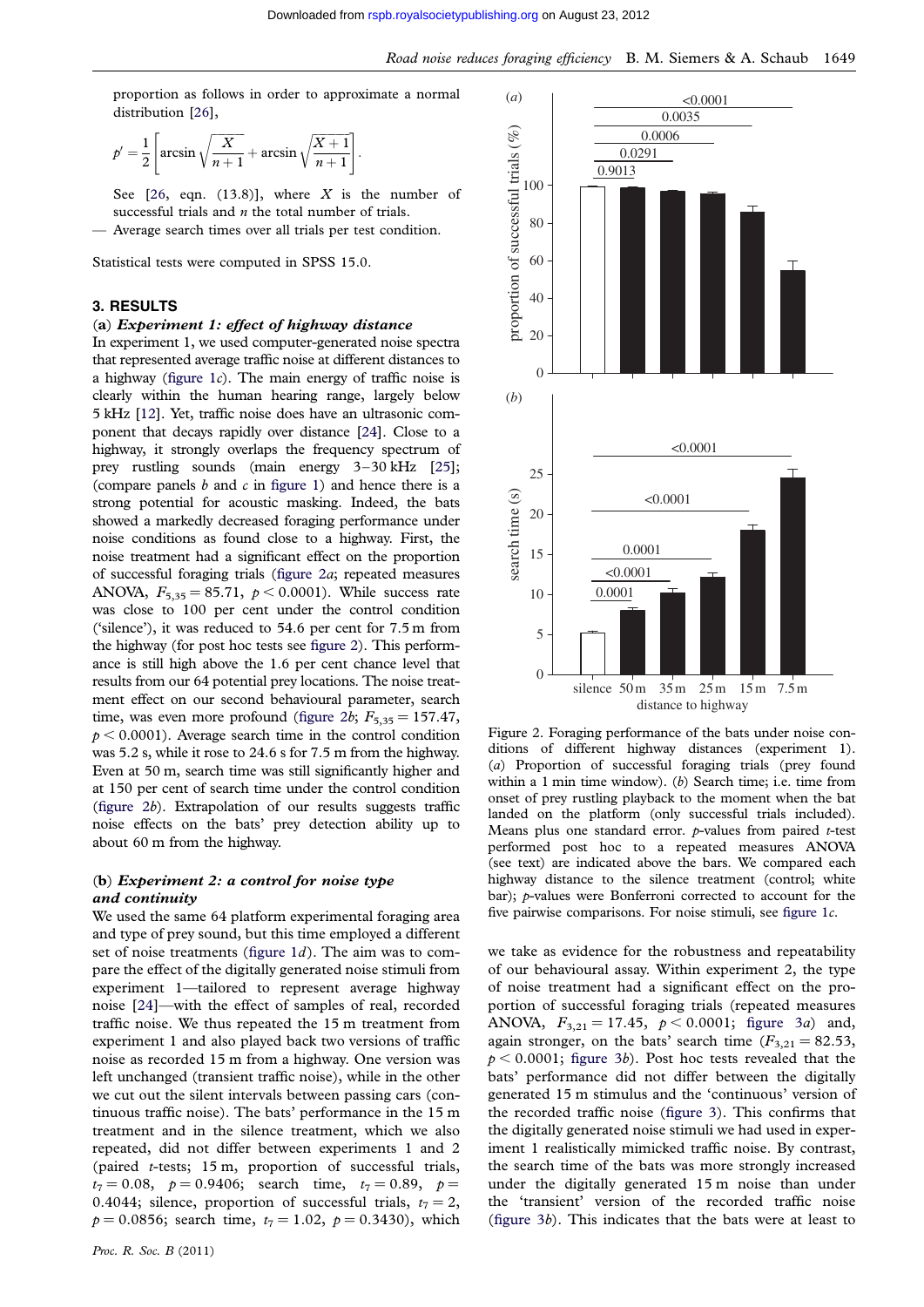proportion as follows in order to approximate a normal distribution [26],

$$p' = \frac{1}{2}\left[\arcsin\sqrt{\frac{X}{n+1}} + \arcsin\sqrt{\frac{X+1}{n+1}}\right].$$

See [26, eqn. (13.8)], where $X$ is the number of successful trials and $n$ the total number of trials.

— Average search times over all trials per test condition.

Statistical tests were computed in SPSS 15.0.

## 3. RESULTS

### (a) *Experiment 1: effect of highway distance*

In experiment 1, we used computer-generated noise spectra that represented average traffic noise at different distances to a highway (figure 1*c*). The main energy of traffic noise is clearly within the human hearing range, largely below 5 kHz [12]. Yet, traffic noise does have an ultrasonic component that decays rapidly over distance [24]. Close to a highway, it strongly overlaps the frequency spectrum of prey rustling sounds (main energy 3–30 kHz [25]; (compare panels *b* and *c* in figure 1) and hence there is a strong potential for acoustic masking. Indeed, the bats showed a markedly decreased foraging performance under noise conditions as found close to a highway. First, the noise treatment had a significant effect on the proportion of successful foraging trials (figure 2*a*; repeated measures ANOVA, $F_{5,35} = 85.71$, $p < 0.0001$). While success rate was close to 100 per cent under the control condition ('silence'), it was reduced to 54.6 per cent for 7.5 m from the highway (for post hoc tests see figure 2). This performance is still high above the 1.6 per cent chance level that results from our 64 potential prey locations. The noise treatment effect on our second behavioural parameter, search time, was even more profound (figure 2*b*; $F_{5,35} = 157.47$, $p < 0.0001$). Average search time in the control condition was 5.2 s, while it rose to 24.6 s for 7.5 m from the highway. Even at 50 m, search time was still significantly higher and at 150 per cent of search time under the control condition (figure 2*b*). Extrapolation of our results suggests traffic noise effects on the bats' prey detection ability up to about 60 m from the highway.

### (b) *Experiment 2: a control for noise type and continuity*

We used the same 64 platform experimental foraging area and type of prey sound, but this time employed a different set of noise treatments (figure 1*d*). The aim was to compare the effect of the digitally generated noise stimuli from experiment 1—tailored to represent average highway noise [24]—with the effect of samples of real, recorded traffic noise. We thus repeated the 15 m treatment from experiment 1 and also played back two versions of traffic noise as recorded 15 m from a highway. One version was left unchanged (transient traffic noise), while in the other we cut out the silent intervals between passing cars (continuous traffic noise). The bats' performance in the 15 m treatment and in the silence treatment, which we also repeated, did not differ between experiments 1 and 2 (paired *t*-tests; 15 m, proportion of successful trials, $t_7 = 0.08$, $p = 0.9406$; search time, $t_7 = 0.89$, $p = 0.4044$; silence, proportion of successful trials, $t_7 = 2$, $p = 0.0856$; search time, $t_7 = 1.02$, $p = 0.3430$), which we take as evidence for the robustness and repeatability of our behavioural assay. Within experiment 2, the type of noise treatment had a significant effect on the proportion of successful foraging trials (repeated measures ANOVA, $F_{3,21} = 17.45$, $p < 0.0001$; figure 3*a*) and, again stronger, on the bats' search time ($F_{3,21} = 82.53$, $p < 0.0001$; figure 3*b*). Post hoc tests revealed that the bats' performance did not differ between the digitally generated 15 m stimulus and the 'continuous' version of the recorded traffic noise (figure 3). This confirms that the digitally generated noise stimuli we had used in experiment 1 realistically mimicked traffic noise. By contrast, the search time of the bats was more strongly increased under the digitally generated 15 m noise than under the 'transient' version of the recorded traffic noise (figure 3*b*). This indicates that the bats were at least to

Figure 2. Foraging performance of the bats under noise conditions of different highway distances (experiment 1). (*a*) Proportion of successful foraging trials (prey found within a 1 min time window). (*b*) Search time; i.e. time from onset of prey rustling playback to the moment when the bat landed on the platform (only successful trials included). Means plus one standard error. *p*-values from paired *t*-test performed post hoc to a repeated measures ANOVA (see text) are indicated above the bars. We compared each highway distance to the silence treatment (control; white bar); *p*-values were Bonferroni corrected to account for the five pairwise comparisons. For noise stimuli, see figure 1*c*.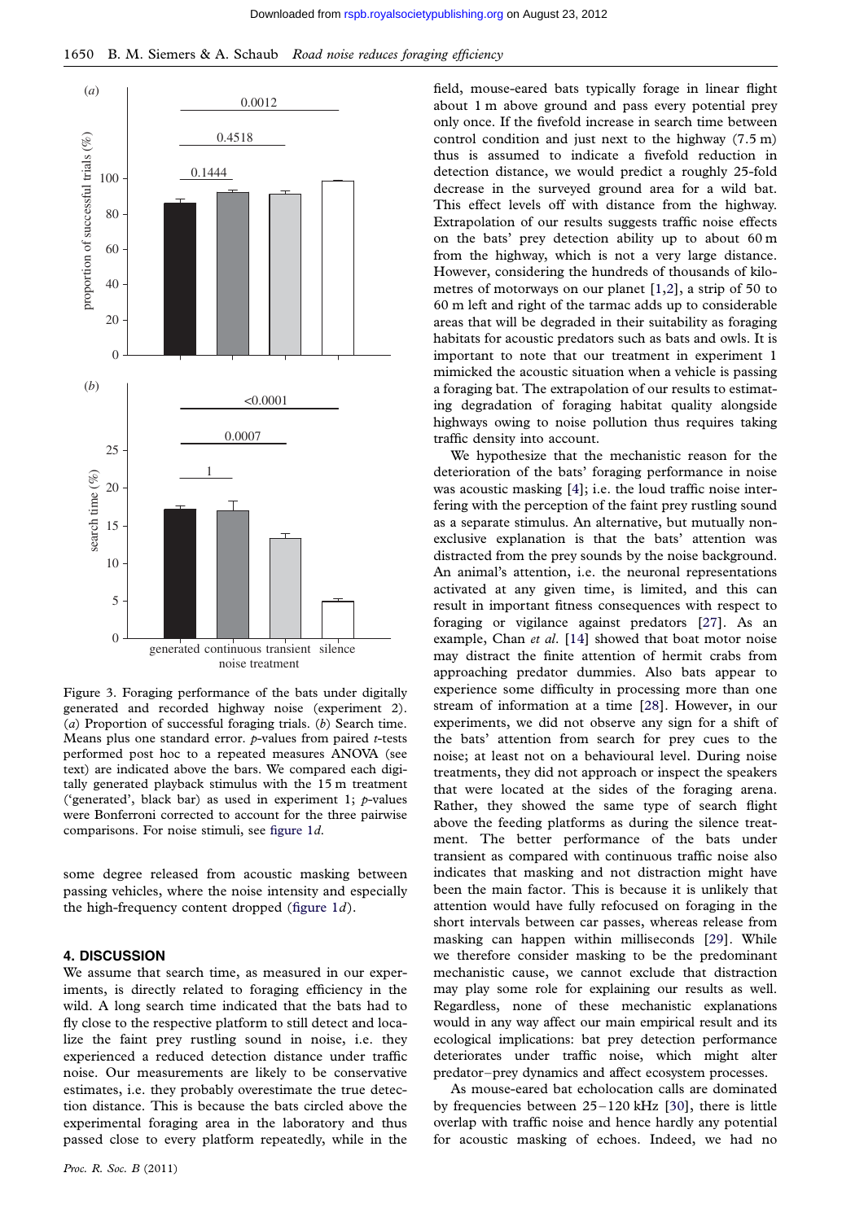Figure 3. Foraging performance of the bats under digitally generated and recorded highway noise (experiment 2). (*a*) Proportion of successful foraging trials. (*b*) Search time. Means plus one standard error. *p*-values from paired *t*-tests performed post hoc to a repeated measures ANOVA (see text) are indicated above the bars. We compared each digitally generated playback stimulus with the 15 m treatment ('generated', black bar) as used in experiment 1; *p*-values were Bonferroni corrected to account for the three pairwise comparisons. For noise stimuli, see figure 1*d*.

some degree released from acoustic masking between passing vehicles, where the noise intensity and especially the high-frequency content dropped (figure 1*d*).

## 4. DISCUSSION

We assume that search time, as measured in our experiments, is directly related to foraging efficiency in the wild. A long search time indicated that the bats had to fly close to the respective platform to still detect and localize the faint prey rustling sound in noise, i.e. they experienced a reduced detection distance under traffic noise. Our measurements are likely to be conservative estimates, i.e. they probably overestimate the true detection distance. This is because the bats circled above the experimental foraging area in the laboratory and thus passed close to every platform repeatedly, while in the field, mouse-eared bats typically forage in linear flight about 1 m above ground and pass every potential prey only once. If the fivefold increase in search time between control condition and just next to the highway (7.5 m) thus is assumed to indicate a fivefold reduction in detection distance, we would predict a roughly 25-fold decrease in the surveyed ground area for a wild bat. This effect levels off with distance from the highway. Extrapolation of our results suggests traffic noise effects on the bats' prey detection ability up to about 60 m from the highway, which is not a very large distance. However, considering the hundreds of thousands of kilometres of motorways on our planet [1,2], a strip of 50 to 60 m left and right of the tarmac adds up to considerable areas that will be degraded in their suitability as foraging habitats for acoustic predators such as bats and owls. It is important to note that our treatment in experiment 1 mimicked the acoustic situation when a vehicle is passing a foraging bat. The extrapolation of our results to estimating degradation of foraging habitat quality alongside highways owing to noise pollution thus requires taking traffic density into account.

We hypothesize that the mechanistic reason for the deterioration of the bats' foraging performance in noise was acoustic masking [4]; i.e. the loud traffic noise interfering with the perception of the faint prey rustling sound as a separate stimulus. An alternative, but mutually non-exclusive explanation is that the bats' attention was distracted from the prey sounds by the noise background. An animal's attention, i.e. the neuronal representations activated at any given time, is limited, and this can result in important fitness consequences with respect to foraging or vigilance against predators [27]. As an example, Chan *et al*. [14] showed that boat motor noise may distract the finite attention of hermit crabs from approaching predator dummies. Also bats appear to experience some difficulty in processing more than one stream of information at a time [28]. However, in our experiments, we did not observe any sign for a shift of the bats' attention from search for prey cues to the noise; at least not on a behavioural level. During noise treatments, they did not approach or inspect the speakers that were located at the sides of the foraging arena. Rather, they showed the same type of search flight above the feeding platforms as during the silence treatment. The better performance of the bats under transient as compared with continuous traffic noise also indicates that masking and not distraction might have been the main factor. This is because it is unlikely that attention would have fully refocused on foraging in the short intervals between car passes, whereas release from masking can happen within milliseconds [29]. While we therefore consider masking to be the predominant mechanistic cause, we cannot exclude that distraction may play some role for explaining our results as well. Regardless, none of these mechanistic explanations would in any way affect our main empirical result and its ecological implications: bat prey detection performance deteriorates under traffic noise, which might alter predator–prey dynamics and affect ecosystem processes.

As mouse-eared bat echolocation calls are dominated by frequencies between 25–120 kHz [30], there is little overlap with traffic noise and hence hardly any potential for acoustic masking of echoes. Indeed, we had no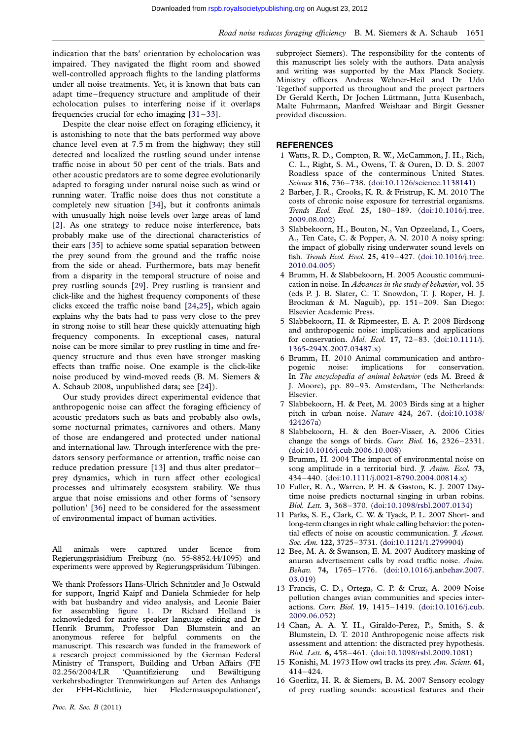indication that the bats' orientation by echolocation was impaired. They navigated the flight room and showed well-controlled approach flights to the landing platforms under all noise treatments. Yet, it is known that bats can adapt time–frequency structure and amplitude of their echolocation pulses to interfering noise if it overlaps frequencies crucial for echo imaging [31–33].

Despite the clear noise effect on foraging efficiency, it is astonishing to note that the bats performed way above chance level even at 7.5 m from the highway; they still detected and localized the rustling sound under intense traffic noise in about 50 per cent of the trials. Bats and other acoustic predators are to some degree evolutionarily adapted to foraging under natural noise such as wind or running water. Traffic noise does thus not constitute a completely new situation [34], but it confronts animals with unusually high noise levels over large areas of land [2]. As one strategy to reduce noise interference, bats probably make use of the directional characteristics of their ears [35] to achieve some spatial separation between the prey sound from the ground and the traffic noise from the side or ahead. Furthermore, bats may benefit from a disparity in the temporal structure of noise and prey rustling sounds [29]. Prey rustling is transient and click-like and the highest frequency components of these clicks exceed the traffic noise band [24,25], which again explains why the bats had to pass very close to the prey in strong noise to still hear these quickly attenuating high frequency components. In exceptional cases, natural noise can be more similar to prey rustling in time and frequency structure and thus even have stronger masking effects than traffic noise. One example is the click-like noise produced by wind-moved reeds (B. M. Siemers & A. Schaub 2008, unpublished data; see [24]).

Our study provides direct experimental evidence that anthropogenic noise can affect the foraging efficiency of acoustic predators such as bats and probably also owls, some nocturnal primates, carnivores and others. Many of those are endangered and protected under national and international law. Through interference with the predators sensory performance or attention, traffic noise can reduce predation pressure [13] and thus alter predator–prey dynamics, which in turn affect other ecological processes and ultimately ecosystem stability. We thus argue that noise emissions and other forms of 'sensory pollution' [36] need to be considered for the assessment of environmental impact of human activities.

All animals were captured under licence from Regierungspräsidium Freiburg (no. 55-8852.44/1095) and experiments were approved by Regierungspräsidum Tübingen.

We thank Professors Hans-Ulrich Schnitzler and Jo Ostwald for support, Ingrid Kaipf and Daniela Schmieder for help with bat husbandry and video analysis, and Leonie Baier for assembling figure 1. Dr Richard Holland is acknowledged for native speaker language editing and Dr Henrik Brumm, Professor Dan Blumstein and an anonymous referee for helpful comments on the manuscript. This research was funded in the framework of a research project commissioned by the German Federal Ministry of Transport, Building and Urban Affairs (FE 02.256/2004/LR 'Quantifizierung und Bewältigung verkehrsbedingter Trennwirkungen auf Arten des Anhangs der FFH-Richtlinie, hier Fledermauspopulationen', subproject Siemers). The responsibility for the contents of this manuscript lies solely with the authors. Data analysis and writing was supported by the Max Planck Society. Ministry officers Andreas Wehner-Heil and Dr Udo Tegethof supported us throughout and the project partners Dr Gerald Kerth, Dr Jochen Lüttmann, Jutta Kusenbach, Malte Fuhrmann, Manfred Weishaar and Birgit Gessner provided discussion.

## REFERENCES

1. Watts, R. D., Compton, R. W., McCammon, J. H., Rich, C. L., Right, S. M., Owens, T. & Ouren, D. D. S. 2007 Roadless space of the conterminous United States. *Science* **316**, 736–738. (doi:10.1126/science.1138141)
2. Barber, J. R., Crooks, K. R. & Fristrup, K. M. 2010 The costs of chronic noise exposure for terrestrial organisms. *Trends Ecol. Evol.* **25**, 180–189. (doi:10.1016/j.tree.2009.08.002)
3. Slabbekoorn, H., Bouton, N., Van Opzeeland, I., Coers, A., Ten Cate, C. & Popper, A. N. 2010 A noisy spring: the impact of globally rising underwater sound levels on fish. *Trends Ecol. Evol.* **25**, 419–427. (doi:10.1016/j.tree.2010.04.005)
4. Brumm, H. & Slabbekoorn, H. 2005 Acoustic communication in noise. In *Advances in the study of behavior*, vol. 35 (eds P. J. B. Slater, C. T. Snowdon, T. J. Roper, H. J. Brockman & M. Naguib), pp. 151–209. San Diego: Elsevier Academic Press.
5. Slabbekoorn, H. & Ripmeester, E. A. P. 2008 Birdsong and anthropogenic noise: implications and applications for conservation. *Mol. Ecol.* **17**, 72–83. (doi:10.1111/j.1365-294X.2007.03487.x)
6. Brumm, H. 2010 Animal communication and anthropogenic noise: implications for conservation. In *The encyclopedia of animal behavior* (eds M. Breed & J. Moore), pp. 89–93. Amsterdam, The Netherlands: Elsevier.
7. Slabbekoorn, H. & Peet, M. 2003 Birds sing at a higher pitch in urban noise. *Nature* **424**, 267. (doi:10.1038/424267a)
8. Slabbekoorn, H. & den Boer-Visser, A. 2006 Cities change the songs of birds. *Curr. Biol.* **16**, 2326–2331. (doi:10.1016/j.cub.2006.10.008)
9. Brumm, H. 2004 The impact of environmental noise on song amplitude in a territorial bird. *J. Anim. Ecol.* **73**, 434–440. (doi:10.1111/j.0021-8790.2004.00814.x)
10. Fuller, R. A., Warren, P. H. & Gaston, K. J. 2007 Daytime noise predicts nocturnal singing in urban robins. *Biol. Lett.* **3**, 368–370. (doi:10.1098/rsbl.2007.0134)
11. Parks, S. E., Clark, C. W. & Tyack, P. L. 2007 Short- and long-term changes in right whale calling behavior: the potential effects of noise on acoustic communication. *J. Acoust. Soc. Am.* **122**, 3725–3731. (doi:10.1121/1.2799904)
12. Bee, M. A. & Swanson, E. M. 2007 Auditory masking of anuran advertisement calls by road traffic noise. *Anim. Behav.* **74**, 1765–1776. (doi:10.1016/j.anbehav.2007.03.019)
13. Francis, C. D., Ortega, C. P. & Cruz, A. 2009 Noise pollution changes avian communities and species interactions. *Curr. Biol.* **19**, 1415–1419. (doi:10.1016/j.cub.2009.06.052)
14. Chan, A. A. Y. H., Giraldo-Perez, P., Smith, S. & Blumstein, D. T. 2010 Anthropogenic noise affects risk assessment and attention: the distracted prey hypothesis. *Biol. Lett.* **6**, 458–461. (doi:10.1098/rsbl.2009.1081)
15. Konishi, M. 1973 How owl tracks its prey. *Am. Scient.* **61**, 414–424.
16. Goerlitz, H. R. & Siemers, B. M. 2007 Sensory ecology of prey rustling sounds: acoustical features and their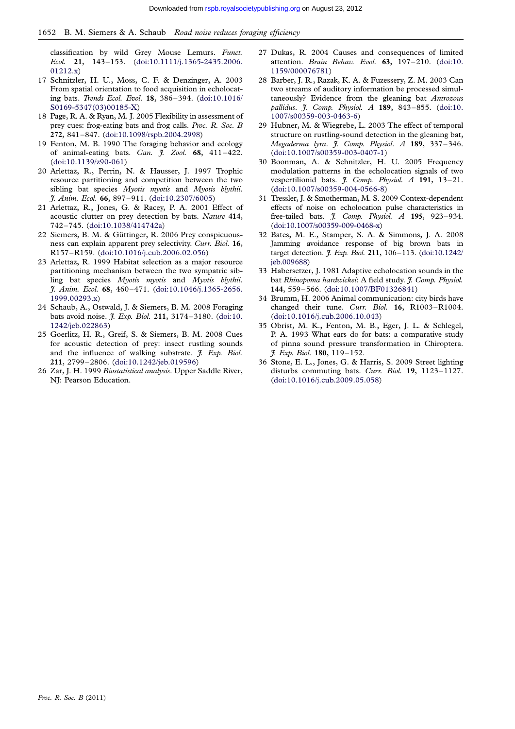classification by wild Grey Mouse Lemurs. *Funct. Ecol.* **21**, 143–153. (doi:10.1111/j.1365-2435.2006.01212.x)

17 Schnitzler, H. U., Moss, C. F. & Denzinger, A. 2003 From spatial orientation to food acquisition in echolocating bats. *Trends Ecol. Evol.* **18**, 386–394. (doi:10.1016/S0169-5347(03)00185-X)

18 Page, R. A. & Ryan, M. J. 2005 Flexibility in assessment of prey cues: frog-eating bats and frog calls. *Proc. R. Soc. B* **272**, 841–847. (doi:10.1098/rspb.2004.2998)

19 Fenton, M. B. 1990 The foraging behavior and ecology of animal-eating bats. *Can. J. Zool.* **68**, 411–422. (doi:10.1139/z90-061)

20 Arlettaz, R., Perrin, N. & Hausser, J. 1997 Trophic resource partitioning and competition between the two sibling bat species *Myotis myotis* and *Myotis blythii*. *J. Anim. Ecol.* **66**, 897–911. (doi:10.2307/6005)

21 Arlettaz, R., Jones, G. & Racey, P. A. 2001 Effect of acoustic clutter on prey detection by bats. *Nature* **414**, 742–745. (doi:10.1038/414742a)

22 Siemers, B. M. & Güttinger, R. 2006 Prey conspicuousness can explain apparent prey selectivity. *Curr. Biol.* **16**, R157–R159. (doi:10.1016/j.cub.2006.02.056)

23 Arlettaz, R. 1999 Habitat selection as a major resource partitioning mechanism between the two sympatric sibling bat species *Myotis myotis* and *Myotis blythii*. *J. Anim. Ecol.* **68**, 460–471. (doi:10.1046/j.1365-2656.1999.00293.x)

24 Schaub, A., Ostwald, J. & Siemers, B. M. 2008 Foraging bats avoid noise. *J. Exp. Biol.* **211**, 3174–3180. (doi:10.1242/jeb.022863)

25 Goerlitz, H. R., Greif, S. & Siemers, B. M. 2008 Cues for acoustic detection of prey: insect rustling sounds and the influence of walking substrate. *J. Exp. Biol.* **211**, 2799–2806. (doi:10.1242/jeb.019596)

26 Zar, J. H. 1999 *Biostatistical analysis*. Upper Saddle River, NJ: Pearson Education.

27 Dukas, R. 2004 Causes and consequences of limited attention. *Brain Behav. Evol.* **63**, 197–210. (doi:10.1159/000076781)

28 Barber, J. R., Razak, K. A. & Fuzessery, Z. M. 2003 Can two streams of auditory information be processed simultaneously? Evidence from the gleaning bat *Antrozous pallidus*. *J. Comp. Physiol. A* **189**, 843–855. (doi:10.1007/s00359-003-0463-6)

29 Hubner, M. & Wiegrebe, L. 2003 The effect of temporal structure on rustling-sound detection in the gleaning bat, *Megaderma lyra*. *J. Comp. Physiol. A* **189**, 337–346. (doi:10.1007/s00359-003-0407-1)

30 Boonman, A. & Schnitzler, H. U. 2005 Frequency modulation patterns in the echolocation signals of two vespertilionid bats. *J. Comp. Physiol. A* **191**, 13–21. (doi:10.1007/s00359-004-0566-8)

31 Tressler, J. & Smotherman, M. S. 2009 Context-dependent effects of noise on echolocation pulse characteristics in free-tailed bats. *J. Comp. Physiol. A* **195**, 923–934. (doi:10.1007/s00359-009-0468-x)

32 Bates, M. E., Stamper, S. A. & Simmons, J. A. 2008 Jamming avoidance response of big brown bats in target detection. *J. Exp. Biol.* **211**, 106–113. (doi:10.1242/jeb.009688)

33 Habersetzer, J. 1981 Adaptive echolocation sounds in the bat *Rhinopoma hardwickei*: A field study. *J. Comp. Physiol.* **144**, 559–566. (doi:10.1007/BF01326841)

34 Brumm, H. 2006 Animal communication: city birds have changed their tune. *Curr. Biol.* **16**, R1003–R1004. (doi:10.1016/j.cub.2006.10.043)

35 Obrist, M. K., Fenton, M. B., Eger, J. L. & Schlegel, P. A. 1993 What ears do for bats: a comparative study of pinna sound pressure transformation in Chiroptera. *J. Exp. Biol.* **180**, 119–152.

36 Stone, E. L., Jones, G. & Harris, S. 2009 Street lighting disturbs commuting bats. *Curr. Biol.* **19**, 1123–1127. (doi:10.1016/j.cub.2009.05.058)